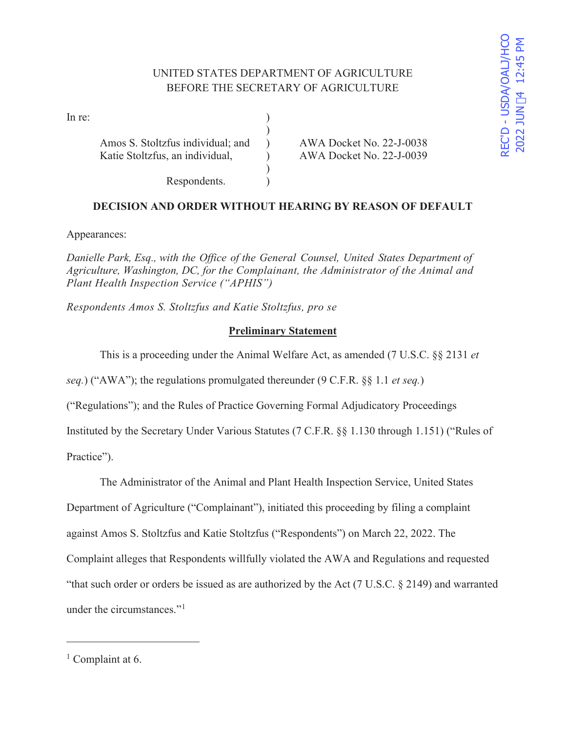UNITED STATES DEPARTMENT OF AGRICULTURE
BEFORE THE SECRETARY OF AGRICULTURE

REC'D - USDA/OALJ/HCO 2022 JUN 14 12:45 PM

| In re: | ) | |
|---|---|---|
| | ) | |
| Amos S. Stoltzfus individual; and | ) | AWA Docket No. 22-J-0038 |
| Katie Stoltzfus, an individual, | ) | AWA Docket No. 22-J-0039 |
| | ) | |
| Respondents. | ) | |

**DECISION AND ORDER WITHOUT HEARING BY REASON OF DEFAULT**

Appearances:

*Danielle Park, Esq., with the Office of the General Counsel, United States Department of Agriculture, Washington, DC, for the Complainant, the Administrator of the Animal and Plant Health Inspection Service ("APHIS")*

*Respondents Amos S. Stoltzfus and Katie Stoltzfus, pro se*

**Preliminary Statement**

This is a proceeding under the Animal Welfare Act, as amended (7 U.S.C. §§ 2131 *et seq.*) ("AWA"); the regulations promulgated thereunder (9 C.F.R. §§ 1.1 *et seq.*) ("Regulations"); and the Rules of Practice Governing Formal Adjudicatory Proceedings Instituted by the Secretary Under Various Statutes (7 C.F.R. §§ 1.130 through 1.151) ("Rules of Practice").

The Administrator of the Animal and Plant Health Inspection Service, United States Department of Agriculture ("Complainant"), initiated this proceeding by filing a complaint against Amos S. Stoltzfus and Katie Stoltzfus ("Respondents") on March 22, 2022. The Complaint alleges that Respondents willfully violated the AWA and Regulations and requested "that such order or orders be issued as are authorized by the Act (7 U.S.C. § 2149) and warranted under the circumstances."[1]

---

[1] Complaint at 6.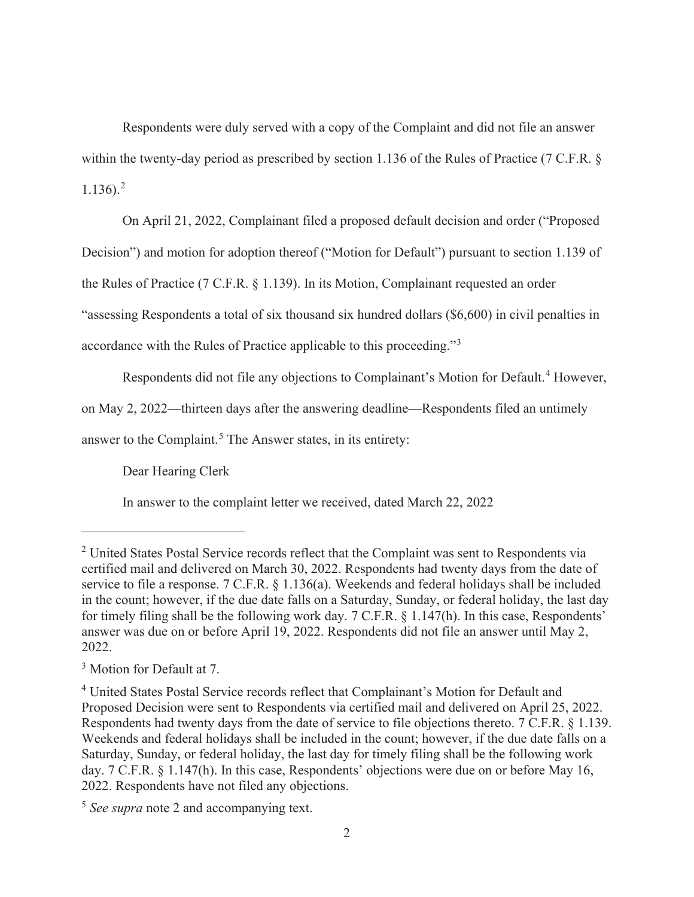Respondents were duly served with a copy of the Complaint and did not file an answer within the twenty-day period as prescribed by section 1.136 of the Rules of Practice (7 C.F.R. § 1.136).[2]

On April 21, 2022, Complainant filed a proposed default decision and order ("Proposed Decision") and motion for adoption thereof ("Motion for Default") pursuant to section 1.139 of the Rules of Practice (7 C.F.R. § 1.139). In its Motion, Complainant requested an order "assessing Respondents a total of six thousand six hundred dollars ($6,600) in civil penalties in accordance with the Rules of Practice applicable to this proceeding."[3]

Respondents did not file any objections to Complainant's Motion for Default.[4] However, on May 2, 2022—thirteen days after the answering deadline—Respondents filed an untimely answer to the Complaint.[5] The Answer states, in its entirety:

Dear Hearing Clerk

In answer to the complaint letter we received, dated March 22, 2022

---

[2] United States Postal Service records reflect that the Complaint was sent to Respondents via certified mail and delivered on March 30, 2022. Respondents had twenty days from the date of service to file a response. 7 C.F.R. § 1.136(a). Weekends and federal holidays shall be included in the count; however, if the due date falls on a Saturday, Sunday, or federal holiday, the last day for timely filing shall be the following work day. 7 C.F.R. § 1.147(h). In this case, Respondents' answer was due on or before April 19, 2022. Respondents did not file an answer until May 2, 2022.

[3] Motion for Default at 7.

[4] United States Postal Service records reflect that Complainant's Motion for Default and Proposed Decision were sent to Respondents via certified mail and delivered on April 25, 2022. Respondents had twenty days from the date of service to file objections thereto. 7 C.F.R. § 1.139. Weekends and federal holidays shall be included in the count; however, if the due date falls on a Saturday, Sunday, or federal holiday, the last day for timely filing shall be the following work day. 7 C.F.R. § 1.147(h). In this case, Respondents' objections were due on or before May 16, 2022. Respondents have not filed any objections.

[5] *See supra* note 2 and accompanying text.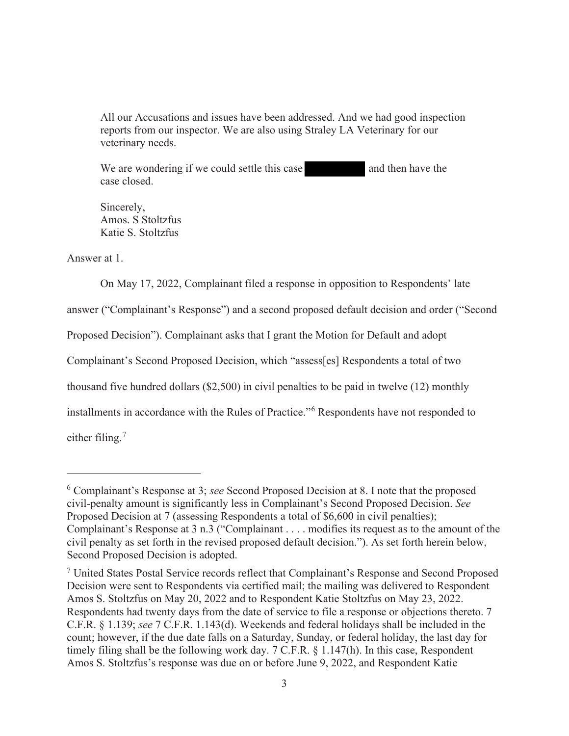> All our Accusations and issues have been addressed. And we had good inspection reports from our inspector. We are also using Straley LA Veterinary for our veterinary needs.
>
> We are wondering if we could settle this case [REDACTED] and then have the case closed.
>
> Sincerely,
> Amos. S Stoltzfus
> Katie S. Stoltzfus

Answer at 1.

On May 17, 2022, Complainant filed a response in opposition to Respondents' late answer ("Complainant's Response") and a second proposed default decision and order ("Second Proposed Decision"). Complainant asks that I grant the Motion for Default and adopt Complainant's Second Proposed Decision, which "assess[es] Respondents a total of two thousand five hundred dollars ($2,500) in civil penalties to be paid in twelve (12) monthly installments in accordance with the Rules of Practice."[6] Respondents have not responded to either filing.[7]

---

[6] Complainant's Response at 3; *see* Second Proposed Decision at 8. I note that the proposed civil-penalty amount is significantly less in Complainant's Second Proposed Decision. *See* Proposed Decision at 7 (assessing Respondents a total of $6,600 in civil penalties); Complainant's Response at 3 n.3 ("Complainant . . . . modifies its request as to the amount of the civil penalty as set forth in the revised proposed default decision."). As set forth herein below, Second Proposed Decision is adopted.

[7] United States Postal Service records reflect that Complainant's Response and Second Proposed Decision were sent to Respondents via certified mail; the mailing was delivered to Respondent Amos S. Stoltzfus on May 20, 2022 and to Respondent Katie Stoltzfus on May 23, 2022. Respondents had twenty days from the date of service to file a response or objections thereto. 7 C.F.R. § 1.139; *see* 7 C.F.R. 1.143(d). Weekends and federal holidays shall be included in the count; however, if the due date falls on a Saturday, Sunday, or federal holiday, the last day for timely filing shall be the following work day. 7 C.F.R. § 1.147(h). In this case, Respondent Amos S. Stoltzfus's response was due on or before June 9, 2022, and Respondent Katie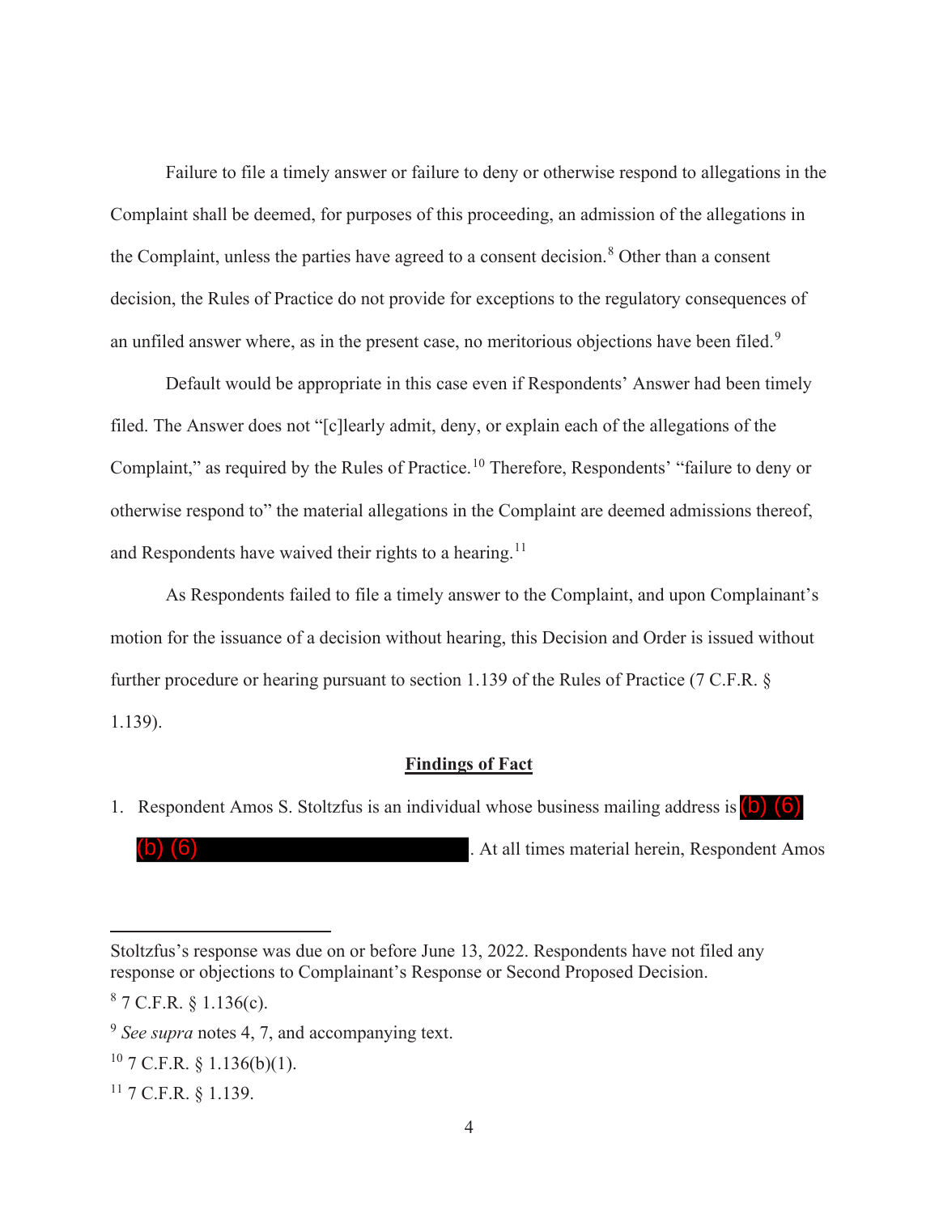Failure to file a timely answer or failure to deny or otherwise respond to allegations in the Complaint shall be deemed, for purposes of this proceeding, an admission of the allegations in the Complaint, unless the parties have agreed to a consent decision.[8] Other than a consent decision, the Rules of Practice do not provide for exceptions to the regulatory consequences of an unfiled answer where, as in the present case, no meritorious objections have been filed.[9]

Default would be appropriate in this case even if Respondents' Answer had been timely filed. The Answer does not "[c]learly admit, deny, or explain each of the allegations of the Complaint," as required by the Rules of Practice.[10] Therefore, Respondents' "failure to deny or otherwise respond to" the material allegations in the Complaint are deemed admissions thereof, and Respondents have waived their rights to a hearing.[11]

As Respondents failed to file a timely answer to the Complaint, and upon Complainant's motion for the issuance of a decision without hearing, this Decision and Order is issued without further procedure or hearing pursuant to section 1.139 of the Rules of Practice (7 C.F.R. § 1.139).

## Findings of Fact

1. Respondent Amos S. Stoltzfus is an individual whose business mailing address is (b) (6) (b) (6). At all times material herein, Respondent Amos

---

Stoltzfus's response was due on or before June 13, 2022. Respondents have not filed any response or objections to Complainant's Response or Second Proposed Decision.

[8] 7 C.F.R. § 1.136(c).

[9] *See supra* notes 4, 7, and accompanying text.

[10] 7 C.F.R. § 1.136(b)(1).

[11] 7 C.F.R. § 1.139.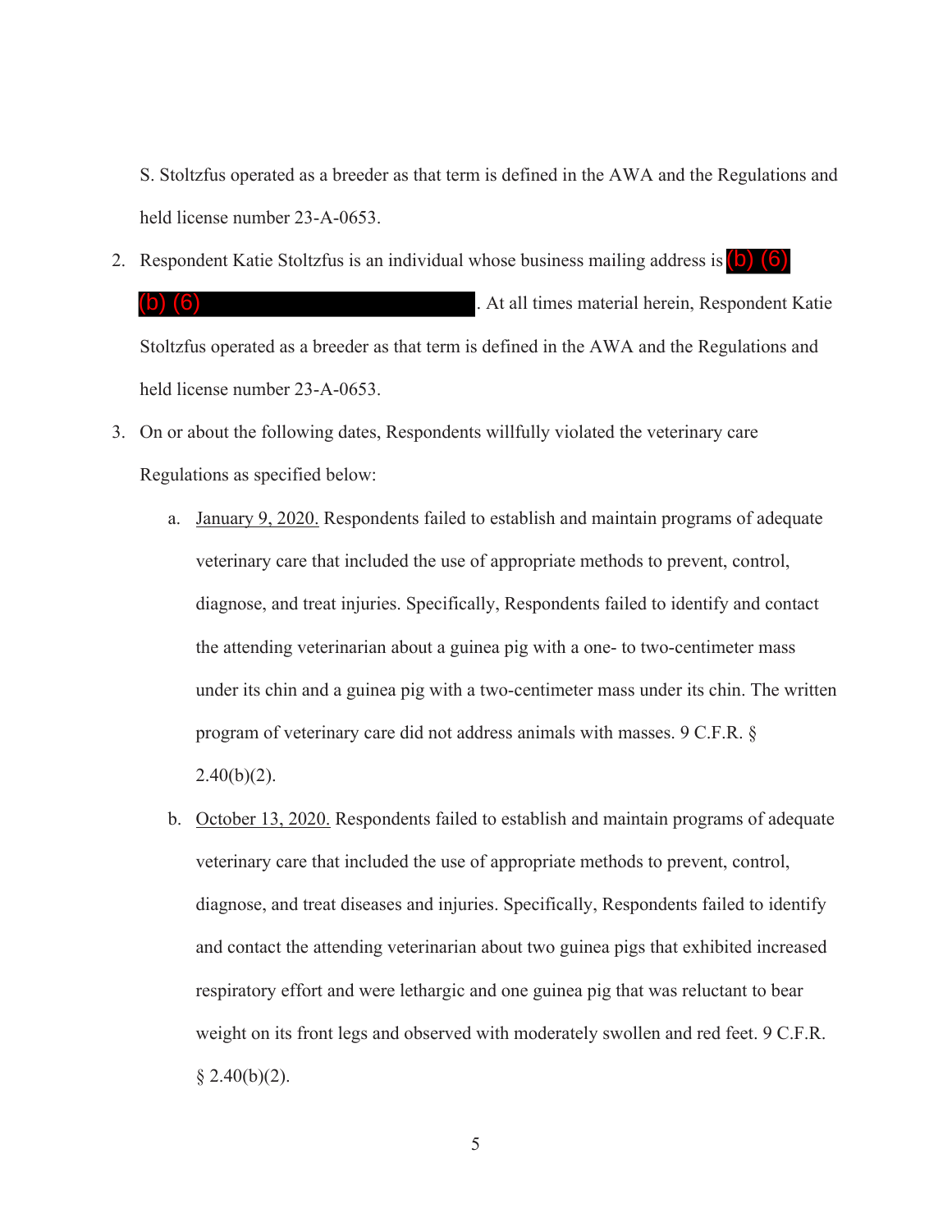S. Stoltzfus operated as a breeder as that term is defined in the AWA and the Regulations and held license number 23-A-0653.

2. Respondent Katie Stoltzfus is an individual whose business mailing address is (b) (6) (b) (6). At all times material herein, Respondent Katie Stoltzfus operated as a breeder as that term is defined in the AWA and the Regulations and held license number 23-A-0653.

3. On or about the following dates, Respondents willfully violated the veterinary care Regulations as specified below:

   a. <u>January 9, 2020.</u> Respondents failed to establish and maintain programs of adequate veterinary care that included the use of appropriate methods to prevent, control, diagnose, and treat injuries. Specifically, Respondents failed to identify and contact the attending veterinarian about a guinea pig with a one- to two-centimeter mass under its chin and a guinea pig with a two-centimeter mass under its chin. The written program of veterinary care did not address animals with masses. 9 C.F.R. § 2.40(b)(2).

   b. <u>October 13, 2020.</u> Respondents failed to establish and maintain programs of adequate veterinary care that included the use of appropriate methods to prevent, control, diagnose, and treat diseases and injuries. Specifically, Respondents failed to identify and contact the attending veterinarian about two guinea pigs that exhibited increased respiratory effort and were lethargic and one guinea pig that was reluctant to bear weight on its front legs and observed with moderately swollen and red feet. 9 C.F.R. § 2.40(b)(2).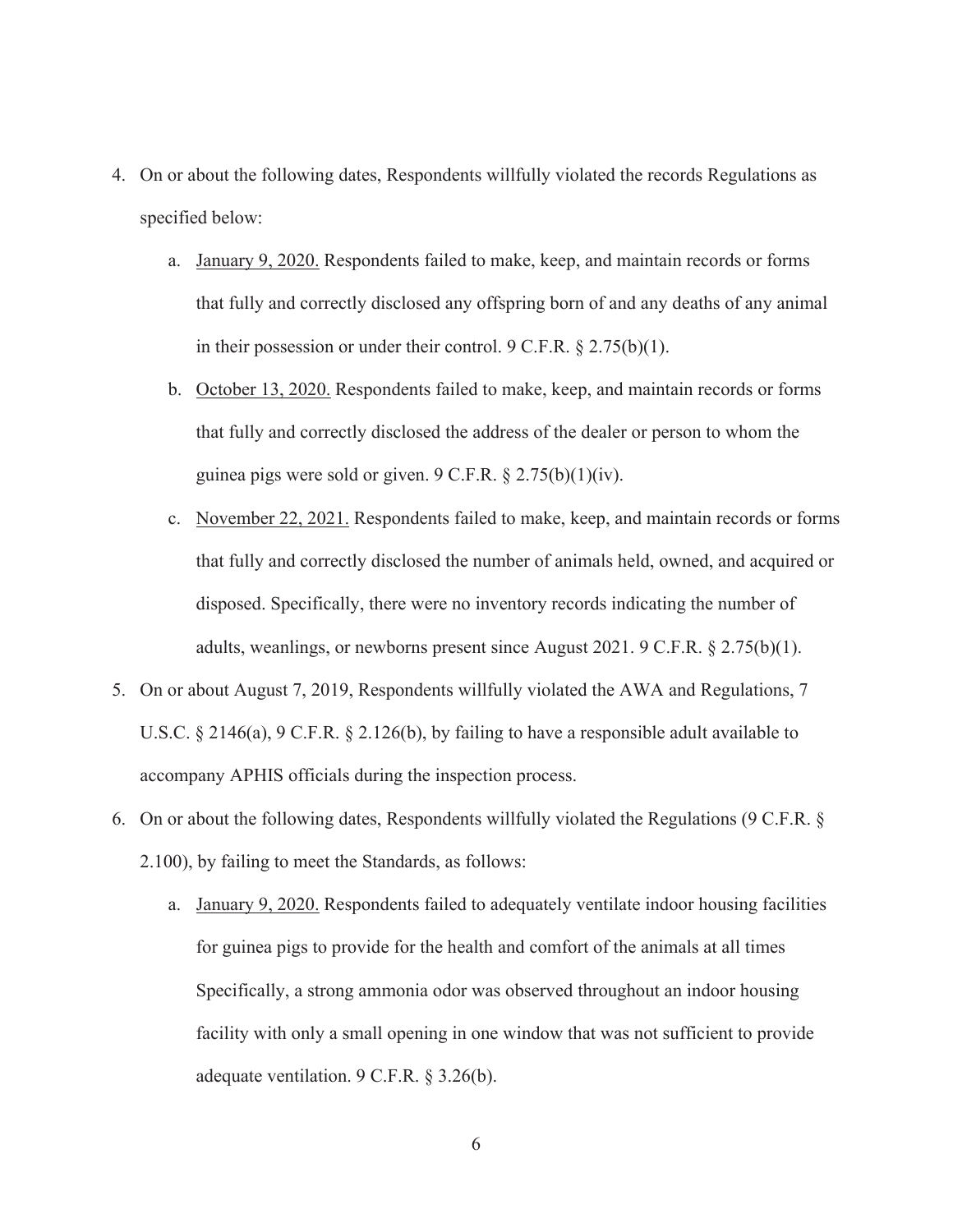4. On or about the following dates, Respondents willfully violated the records Regulations as specified below:

    a. January 9, 2020. Respondents failed to make, keep, and maintain records or forms that fully and correctly disclosed any offspring born of and any deaths of any animal in their possession or under their control. 9 C.F.R. § 2.75(b)(1).

    b. October 13, 2020. Respondents failed to make, keep, and maintain records or forms that fully and correctly disclosed the address of the dealer or person to whom the guinea pigs were sold or given. 9 C.F.R. § 2.75(b)(1)(iv).

    c. November 22, 2021. Respondents failed to make, keep, and maintain records or forms that fully and correctly disclosed the number of animals held, owned, and acquired or disposed. Specifically, there were no inventory records indicating the number of adults, weanlings, or newborns present since August 2021. 9 C.F.R. § 2.75(b)(1).

5. On or about August 7, 2019, Respondents willfully violated the AWA and Regulations, 7 U.S.C. § 2146(a), 9 C.F.R. § 2.126(b), by failing to have a responsible adult available to accompany APHIS officials during the inspection process.

6. On or about the following dates, Respondents willfully violated the Regulations (9 C.F.R. § 2.100), by failing to meet the Standards, as follows:

    a. January 9, 2020. Respondents failed to adequately ventilate indoor housing facilities for guinea pigs to provide for the health and comfort of the animals at all times Specifically, a strong ammonia odor was observed throughout an indoor housing facility with only a small opening in one window that was not sufficient to provide adequate ventilation. 9 C.F.R. § 3.26(b).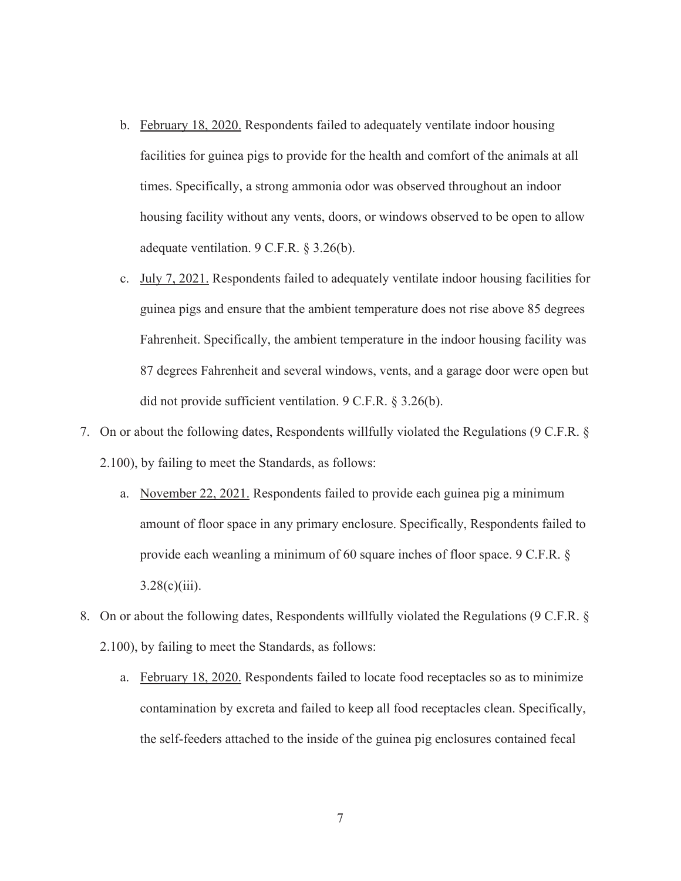b. <u>February 18, 2020.</u> Respondents failed to adequately ventilate indoor housing facilities for guinea pigs to provide for the health and comfort of the animals at all times. Specifically, a strong ammonia odor was observed throughout an indoor housing facility without any vents, doors, or windows observed to be open to allow adequate ventilation. 9 C.F.R. § 3.26(b).

c. <u>July 7, 2021.</u> Respondents failed to adequately ventilate indoor housing facilities for guinea pigs and ensure that the ambient temperature does not rise above 85 degrees Fahrenheit. Specifically, the ambient temperature in the indoor housing facility was 87 degrees Fahrenheit and several windows, vents, and a garage door were open but did not provide sufficient ventilation. 9 C.F.R. § 3.26(b).

7. On or about the following dates, Respondents willfully violated the Regulations (9 C.F.R. § 2.100), by failing to meet the Standards, as follows:

   a. <u>November 22, 2021.</u> Respondents failed to provide each guinea pig a minimum amount of floor space in any primary enclosure. Specifically, Respondents failed to provide each weanling a minimum of 60 square inches of floor space. 9 C.F.R. § 3.28(c)(iii).

8. On or about the following dates, Respondents willfully violated the Regulations (9 C.F.R. § 2.100), by failing to meet the Standards, as follows:

   a. <u>February 18, 2020.</u> Respondents failed to locate food receptacles so as to minimize contamination by excreta and failed to keep all food receptacles clean. Specifically, the self-feeders attached to the inside of the guinea pig enclosures contained fecal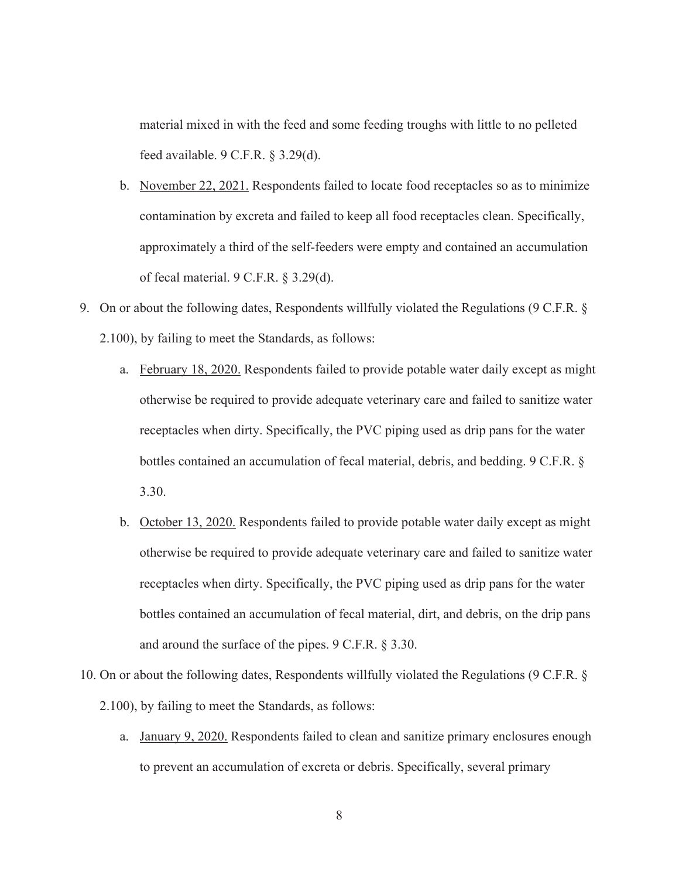material mixed in with the feed and some feeding troughs with little to no pelleted feed available. 9 C.F.R. § 3.29(d).

   b. November 22, 2021. Respondents failed to locate food receptacles so as to minimize contamination by excreta and failed to keep all food receptacles clean. Specifically, approximately a third of the self-feeders were empty and contained an accumulation of fecal material. 9 C.F.R. § 3.29(d).

9. On or about the following dates, Respondents willfully violated the Regulations (9 C.F.R. § 2.100), by failing to meet the Standards, as follows:

   a. February 18, 2020. Respondents failed to provide potable water daily except as might otherwise be required to provide adequate veterinary care and failed to sanitize water receptacles when dirty. Specifically, the PVC piping used as drip pans for the water bottles contained an accumulation of fecal material, debris, and bedding. 9 C.F.R. § 3.30.

   b. October 13, 2020. Respondents failed to provide potable water daily except as might otherwise be required to provide adequate veterinary care and failed to sanitize water receptacles when dirty. Specifically, the PVC piping used as drip pans for the water bottles contained an accumulation of fecal material, dirt, and debris, on the drip pans and around the surface of the pipes. 9 C.F.R. § 3.30.

10. On or about the following dates, Respondents willfully violated the Regulations (9 C.F.R. § 2.100), by failing to meet the Standards, as follows:

    a. January 9, 2020. Respondents failed to clean and sanitize primary enclosures enough to prevent an accumulation of excreta or debris. Specifically, several primary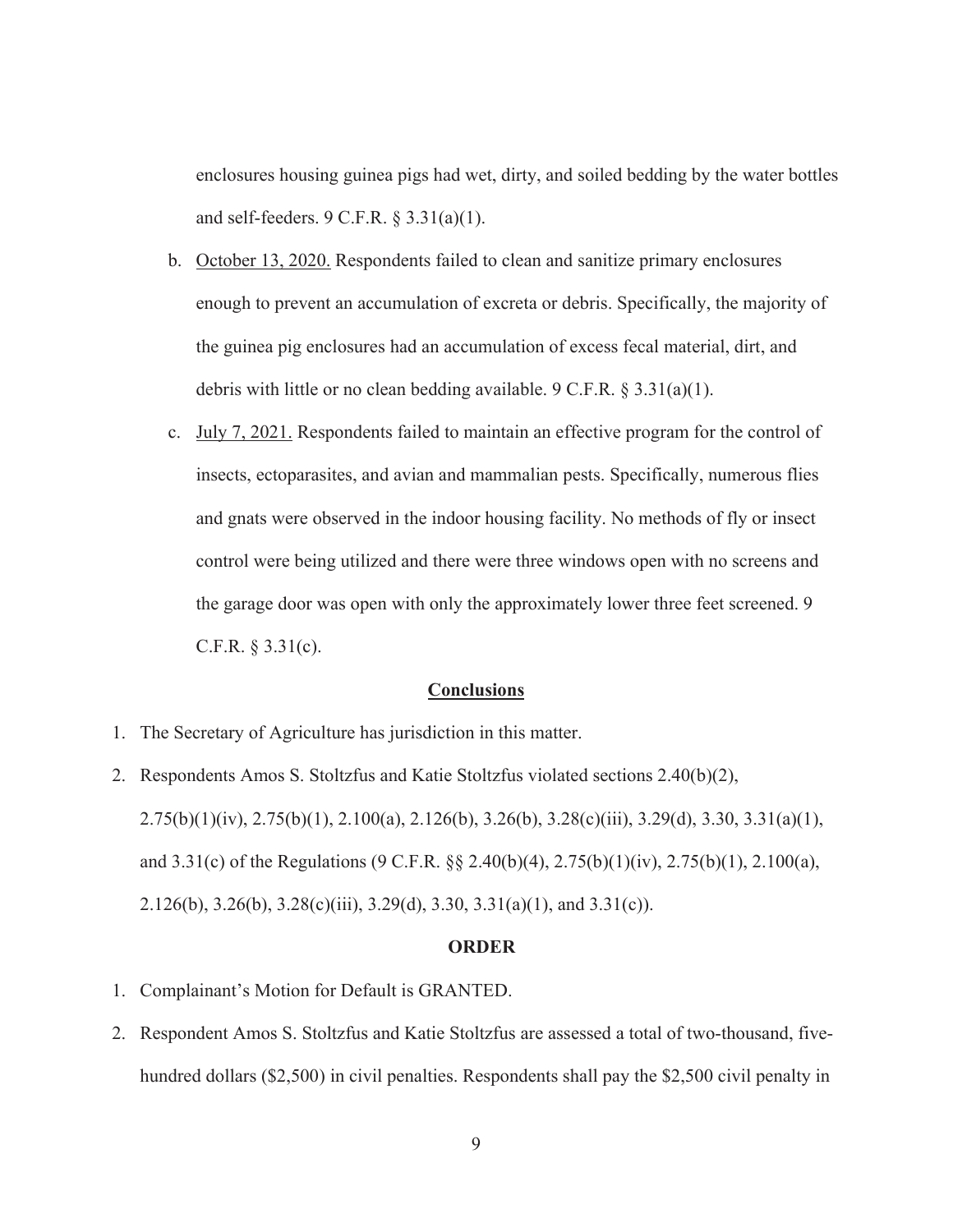enclosures housing guinea pigs had wet, dirty, and soiled bedding by the water bottles and self-feeders. 9 C.F.R. § 3.31(a)(1).

b. October 13, 2020. Respondents failed to clean and sanitize primary enclosures enough to prevent an accumulation of excreta or debris. Specifically, the majority of the guinea pig enclosures had an accumulation of excess fecal material, dirt, and debris with little or no clean bedding available. 9 C.F.R. § 3.31(a)(1).

c. July 7, 2021. Respondents failed to maintain an effective program for the control of insects, ectoparasites, and avian and mammalian pests. Specifically, numerous flies and gnats were observed in the indoor housing facility. No methods of fly or insect control were being utilized and there were three windows open with no screens and the garage door was open with only the approximately lower three feet screened. 9 C.F.R. § 3.31(c).

## Conclusions

1. The Secretary of Agriculture has jurisdiction in this matter.
2. Respondents Amos S. Stoltzfus and Katie Stoltzfus violated sections 2.40(b)(2), 2.75(b)(1)(iv), 2.75(b)(1), 2.100(a), 2.126(b), 3.26(b), 3.28(c)(iii), 3.29(d), 3.30, 3.31(a)(1), and 3.31(c) of the Regulations (9 C.F.R. §§ 2.40(b)(4), 2.75(b)(1)(iv), 2.75(b)(1), 2.100(a), 2.126(b), 3.26(b), 3.28(c)(iii), 3.29(d), 3.30, 3.31(a)(1), and 3.31(c)).

## ORDER

1. Complainant's Motion for Default is GRANTED.
2. Respondent Amos S. Stoltzfus and Katie Stoltzfus are assessed a total of two-thousand, five-hundred dollars ($2,500) in civil penalties. Respondents shall pay the $2,500 civil penalty in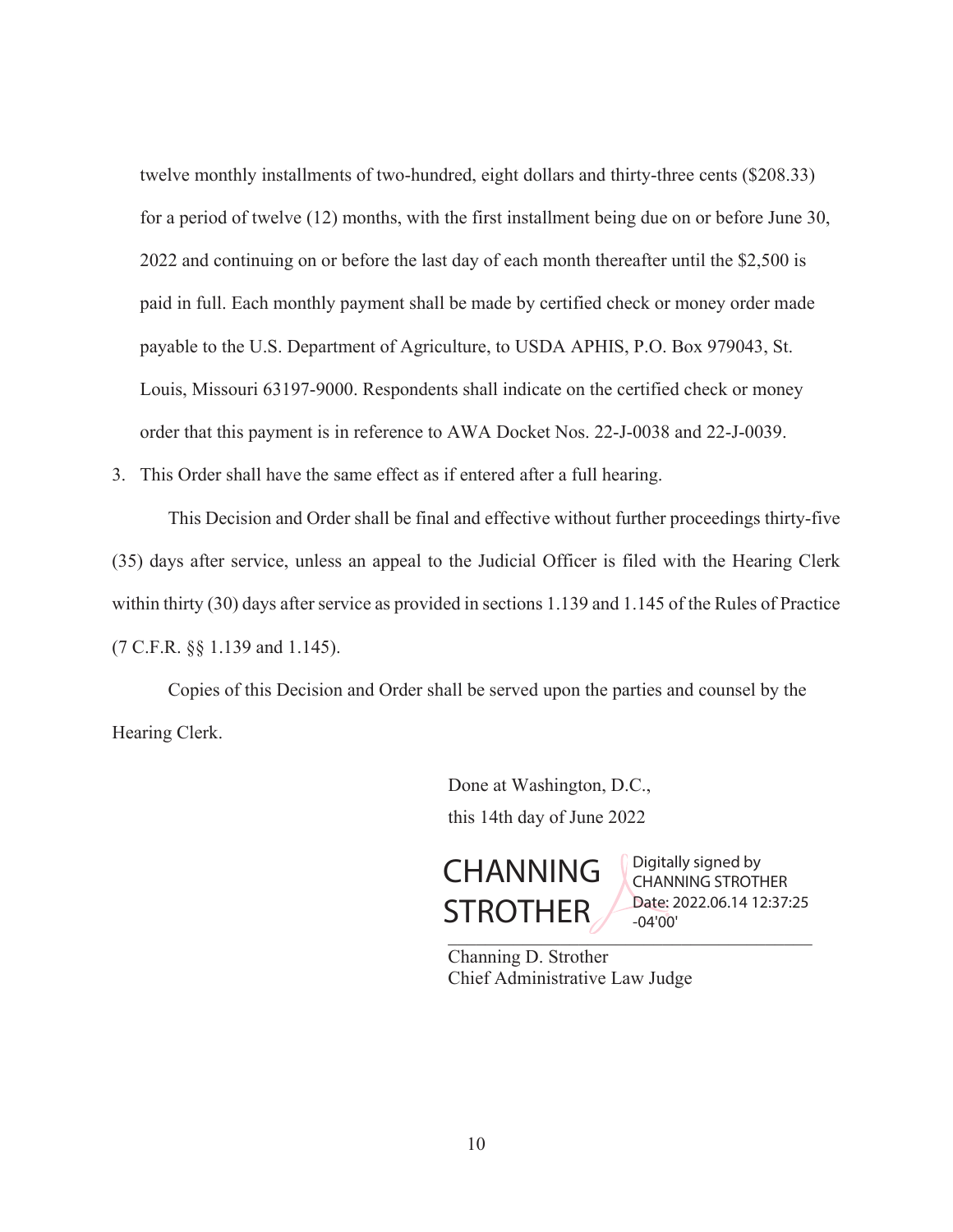twelve monthly installments of two-hundred, eight dollars and thirty-three cents ($208.33) for a period of twelve (12) months, with the first installment being due on or before June 30, 2022 and continuing on or before the last day of each month thereafter until the $2,500 is paid in full. Each monthly payment shall be made by certified check or money order made payable to the U.S. Department of Agriculture, to USDA APHIS, P.O. Box 979043, St. Louis, Missouri 63197-9000. Respondents shall indicate on the certified check or money order that this payment is in reference to AWA Docket Nos. 22-J-0038 and 22-J-0039.

3. This Order shall have the same effect as if entered after a full hearing.

This Decision and Order shall be final and effective without further proceedings thirty-five (35) days after service, unless an appeal to the Judicial Officer is filed with the Hearing Clerk within thirty (30) days after service as provided in sections 1.139 and 1.145 of the Rules of Practice (7 C.F.R. §§ 1.139 and 1.145).

Copies of this Decision and Order shall be served upon the parties and counsel by the Hearing Clerk.

Done at Washington, D.C.,
this 14th day of June 2022

CHANNING STROTHER
Digitally signed by CHANNING STROTHER
Date: 2022.06.14 12:37:25 -04'00'

Channing D. Strother
Chief Administrative Law Judge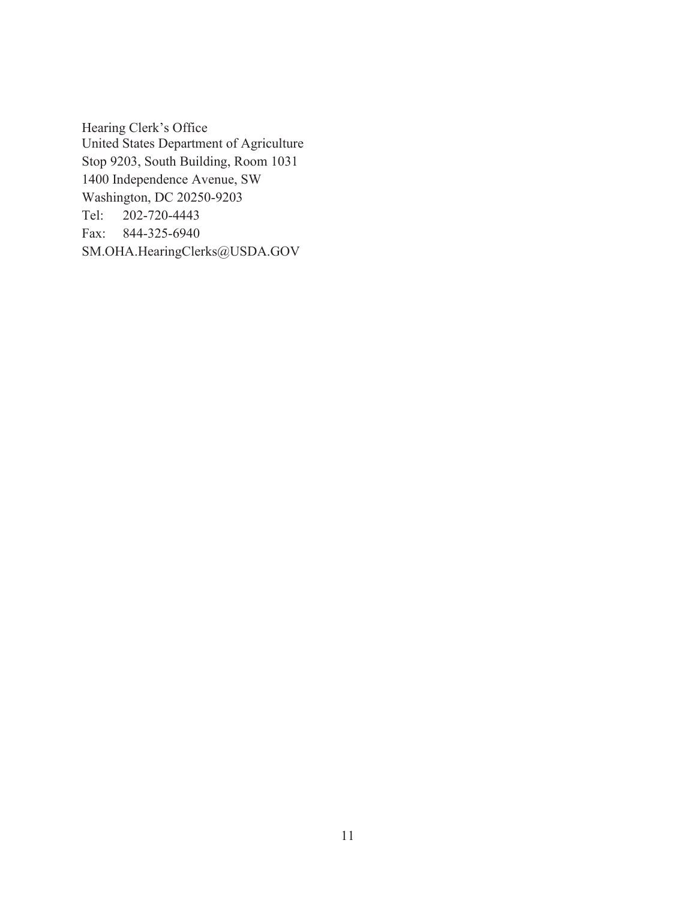Hearing Clerk's Office  
United States Department of Agriculture  
Stop 9203, South Building, Room 1031  
1400 Independence Avenue, SW  
Washington, DC 20250-9203  
Tel: 202-720-4443  
Fax: 844-325-6940  
SM.OHA.HearingClerks@USDA.GOV